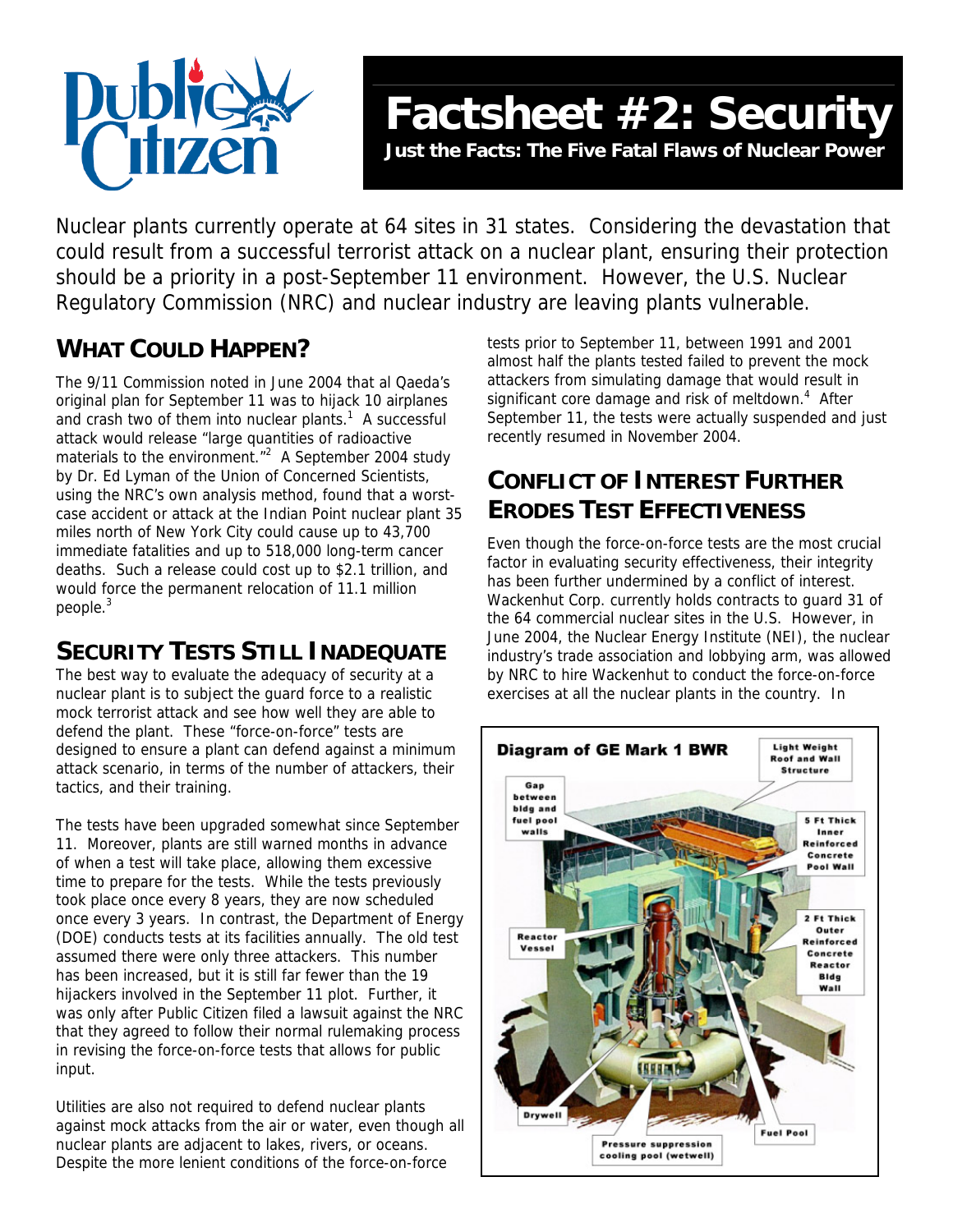# Factsheet #2: Security

**Just the Facts: The Five Fatal Flaws of Nuclear Power**

Nuclear plants currently operate at 64 sites in 31 states. Considering the devastation that could result from a successful terrorist attack on a nuclear plant, ensuring their protection should be a priority in a post-September 11 environment. However, the U.S. Nuclear Regulatory Commission (NRC) and nuclear industry are leaving plants vulnerable.

## What Could Happen?

The 9/11 Commission noted in June 2004 that al Qaeda's original plan for September 11 was to hijack 10 airplanes and crash two of them into nuclear plants.[1] A successful attack would release "large quantities of radioactive materials to the environment."[2] A September 2004 study by Dr. Ed Lyman of the Union of Concerned Scientists, using the NRC's own analysis method, found that a worst-case accident or attack at the Indian Point nuclear plant 35 miles north of New York City could cause up to 43,700 immediate fatalities and up to 518,000 long-term cancer deaths. Such a release could cost up to $2.1 trillion, and would force the permanent relocation of 11.1 million people.[3]

## Security Tests Still Inadequate

The best way to evaluate the adequacy of security at a nuclear plant is to subject the guard force to a realistic mock terrorist attack and see how well they are able to defend the plant. These "force-on-force" tests are designed to ensure a plant can defend against a minimum attack scenario, in terms of the number of attackers, their tactics, and their training.

The tests have been upgraded somewhat since September 11. Moreover, plants are still warned months in advance of when a test will take place, allowing them excessive time to prepare for the tests. While the tests previously took place once every 8 years, they are now scheduled once every 3 years. In contrast, the Department of Energy (DOE) conducts tests at its facilities annually. The old test assumed there were only three attackers. This number has been increased, but it is still far fewer than the 19 hijackers involved in the September 11 plot. Further, it was only after Public Citizen filed a lawsuit against the NRC that they agreed to follow their normal rulemaking process in revising the force-on-force tests that allows for public input.

Utilities are also not required to defend nuclear plants against mock attacks from the air or water, even though all nuclear plants are adjacent to lakes, rivers, or oceans. Despite the more lenient conditions of the force-on-force tests prior to September 11, between 1991 and 2001 almost half the plants tested failed to prevent the mock attackers from simulating damage that would result in significant core damage and risk of meltdown.[4] After September 11, the tests were actually suspended and just recently resumed in November 2004.

## Conflict of Interest Further Erodes Test Effectiveness

Even though the force-on-force tests are the most crucial factor in evaluating security effectiveness, their integrity has been further undermined by a conflict of interest. Wackenhut Corp. currently holds contracts to guard 31 of the 64 commercial nuclear sites in the U.S. However, in June 2004, the Nuclear Energy Institute (NEI), the nuclear industry's trade association and lobbying arm, was allowed by NRC to hire Wackenhut to conduct the force-on-force exercises at all the nuclear plants in the country. In

**Diagram of GE Mark 1 BWR**

Labels: Light Weight Roof and Wall Structure; Gap between bldg and fuel pool walls; 5 Ft Thick Inner Reinforced Concrete Pool Wall; 2 Ft Thick Outer Reinforced Concrete Reactor Bldg Wall; Reactor Vessel; Drywell; Fuel Pool; Pressure suppression cooling pool (wetwell)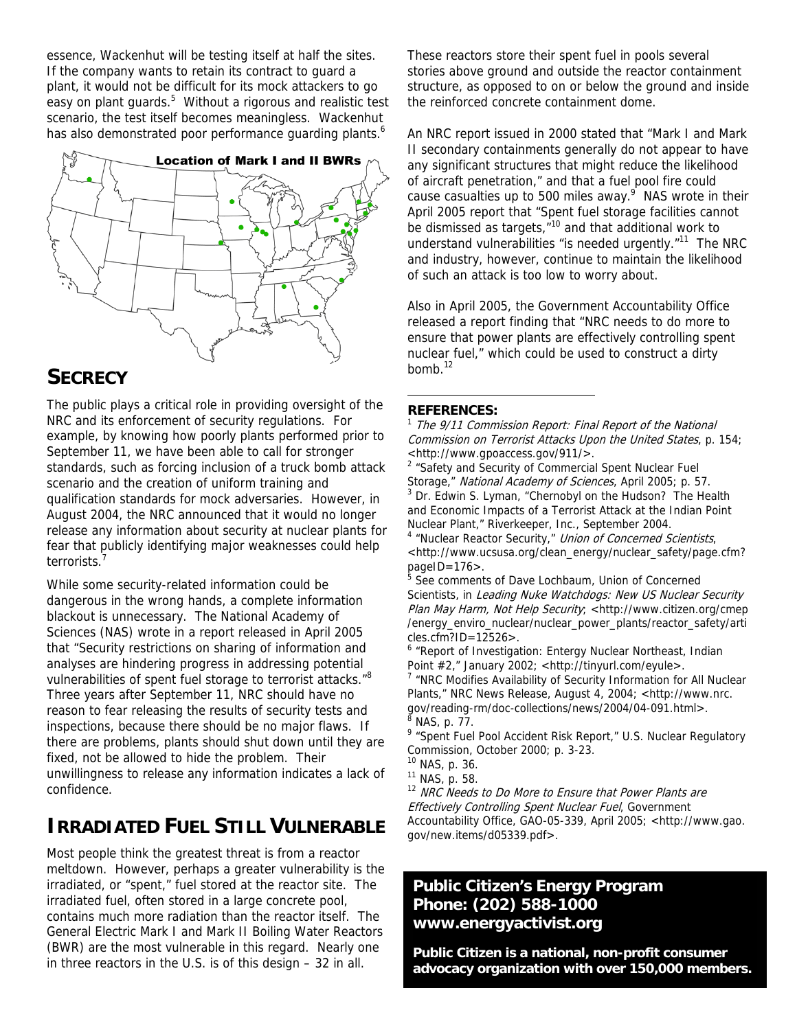essence, Wackenhut will be testing itself at half the sites. If the company wants to retain its contract to guard a plant, it would not be difficult for its mock attackers to go easy on plant guards.[5] Without a rigorous and realistic test scenario, the test itself becomes meaningless. Wackenhut has also demonstrated poor performance guarding plants.[6]

Location of Mark I and II BWRs

## SECRECY

The public plays a critical role in providing oversight of the NRC and its enforcement of security regulations. For example, by knowing how poorly plants performed prior to September 11, we have been able to call for stronger standards, such as forcing inclusion of a truck bomb attack scenario and the creation of uniform training and qualification standards for mock adversaries. However, in August 2004, the NRC announced that it would no longer release any information about security at nuclear plants for fear that publicly identifying major weaknesses could help terrorists.[7]

While some security-related information could be dangerous in the wrong hands, a complete information blackout is unnecessary. The National Academy of Sciences (NAS) wrote in a report released in April 2005 that "Security restrictions on sharing of information and analyses are hindering progress in addressing potential vulnerabilities of spent fuel storage to terrorist attacks."[8] Three years after September 11, NRC should have no reason to fear releasing the results of security tests and inspections, because there should be no major flaws. If there are problems, plants should shut down until they are fixed, not be allowed to hide the problem. Their unwillingness to release any information indicates a lack of confidence.

## IRRADIATED FUEL STILL VULNERABLE

Most people think the greatest threat is from a reactor meltdown. However, perhaps a greater vulnerability is the irradiated, or "spent," fuel stored at the reactor site. The irradiated fuel, often stored in a large concrete pool, contains much more radiation than the reactor itself. The General Electric Mark I and Mark II Boiling Water Reactors (BWR) are the most vulnerable in this regard. Nearly one in three reactors in the U.S. is of this design – 32 in all. These reactors store their spent fuel in pools several stories above ground and outside the reactor containment structure, as opposed to on or below the ground and inside the reinforced concrete containment dome.

An NRC report issued in 2000 stated that "Mark I and Mark II secondary containments generally do not appear to have any significant structures that might reduce the likelihood of aircraft penetration," and that a fuel pool fire could cause casualties up to 500 miles away.[9] NAS wrote in their April 2005 report that "Spent fuel storage facilities cannot be dismissed as targets,"[10] and that additional work to understand vulnerabilities "is needed urgently."[11] The NRC and industry, however, continue to maintain the likelihood of such an attack is too low to worry about.

Also in April 2005, the Government Accountability Office released a report finding that "NRC needs to do more to ensure that power plants are effectively controlling spent nuclear fuel," which could be used to construct a dirty bomb.[12]

---

**REFERENCES:**

[1] *The 9/11 Commission Report: Final Report of the National Commission on Terrorist Attacks Upon the United States*, p. 154; <http://www.gpoaccess.gov/911/>.

[2] "Safety and Security of Commercial Spent Nuclear Fuel Storage," *National Academy of Sciences*, April 2005; p. 57.

[3] Dr. Edwin S. Lyman, "Chernobyl on the Hudson? The Health and Economic Impacts of a Terrorist Attack at the Indian Point Nuclear Plant," Riverkeeper, Inc., September 2004.

[4] "Nuclear Reactor Security," *Union of Concerned Scientists*, <http://www.ucsusa.org/clean_energy/nuclear_safety/page.cfm?pageID=176>.

[5] See comments of Dave Lochbaum, Union of Concerned Scientists, in *Leading Nuke Watchdogs: New US Nuclear Security Plan May Harm, Not Help Security*; <http://www.citizen.org/cmep/energy_enviro_nuclear/nuclear_power_plants/reactor_safety/articles.cfm?ID=12526>.

[6] "Report of Investigation: Entergy Nuclear Northeast, Indian Point #2," January 2002; <http://tinyurl.com/eyule>.

[7] "NRC Modifies Availability of Security Information for All Nuclear Plants," NRC News Release, August 4, 2004; <http://www.nrc.gov/reading-rm/doc-collections/news/2004/04-091.html>.

[8] NAS, p. 77.

[9] "Spent Fuel Pool Accident Risk Report," U.S. Nuclear Regulatory Commission, October 2000; p. 3-23.

[10] NAS, p. 36.

[11] NAS, p. 58.

[12] *NRC Needs to Do More to Ensure that Power Plants are Effectively Controlling Spent Nuclear Fuel*, Government Accountability Office, GAO-05-339, April 2005; <http://www.gao.gov/new.items/d05339.pdf>.

**Public Citizen's Energy Program**
**Phone: (202) 588-1000**
**www.energyactivist.org**

**Public Citizen is a national, non-profit consumer advocacy organization with over 150,000 members.**